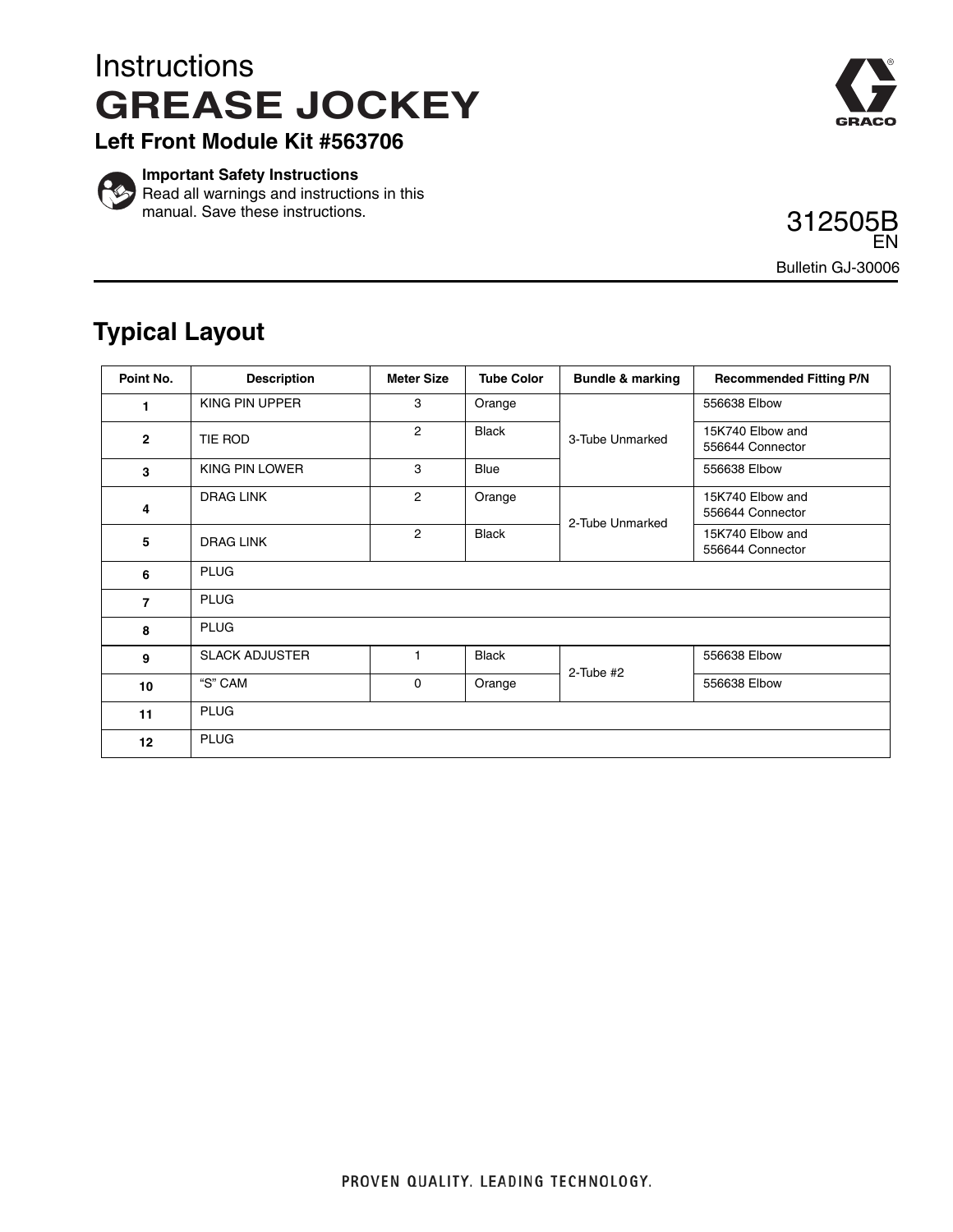Instructions

# GREASE JOCKEY

### Left Front Module Kit #563706

**Important Safety Instructions**
Read all warnings and instructions in this manual. Save these instructions.

312505B
EN

Bulletin GJ-30006

## Typical Layout

| Point No. | Description | Meter Size | Tube Color | Bundle & marking | Recommended Fitting P/N |
|---|---|---|---|---|---|
| 1 | KING PIN UPPER | 3 | Orange | 3-Tube Unmarked | 556638 Elbow |
| 2 | TIE ROD | 2 | Black | | 15K740 Elbow and 556644 Connector |
| 3 | KING PIN LOWER | 3 | Blue | | 556638 Elbow |
| 4 | DRAG LINK | 2 | Orange | 2-Tube Unmarked | 15K740 Elbow and 556644 Connector |
| 5 | DRAG LINK | 2 | Black | | 15K740 Elbow and 556644 Connector |
| 6 | PLUG | | | | |
| 7 | PLUG | | | | |
| 8 | PLUG | | | | |
| 9 | SLACK ADJUSTER | 1 | Black | 2-Tube #2 | 556638 Elbow |
| 10 | "S" CAM | 0 | Orange | | 556638 Elbow |
| 11 | PLUG | | | | |
| 12 | PLUG | | | | |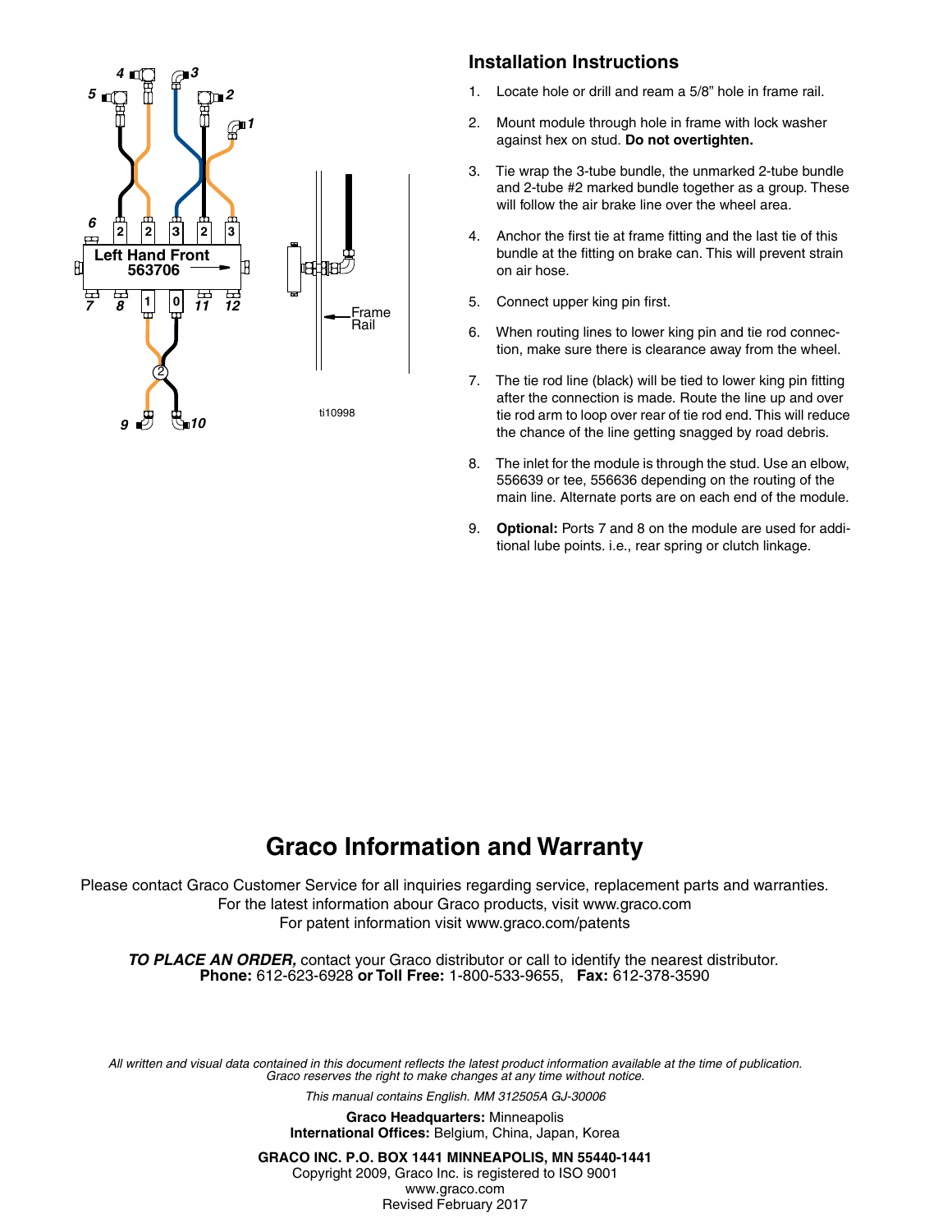Left Hand Front
563706

Frame Rail

ti10998

## Installation Instructions

1. Locate hole or drill and ream a 5/8" hole in frame rail.
2. Mount module through hole in frame with lock washer against hex on stud. **Do not overtighten.**
3. Tie wrap the 3-tube bundle, the unmarked 2-tube bundle and 2-tube #2 marked bundle together as a group. These will follow the air brake line over the wheel area.
4. Anchor the first tie at frame fitting and the last tie of this bundle at the fitting on brake can. This will prevent strain on air hose.
5. Connect upper king pin first.
6. When routing lines to lower king pin and tie rod connection, make sure there is clearance away from the wheel.
7. The tie rod line (black) will be tied to lower king pin fitting after the connection is made. Route the line up and over tie rod arm to loop over rear of tie rod end. This will reduce the chance of the line getting snagged by road debris.
8. The inlet for the module is through the stud. Use an elbow, 556639 or tee, 556636 depending on the routing of the main line. Alternate ports are on each end of the module.
9. **Optional:** Ports 7 and 8 on the module are used for additional lube points. i.e., rear spring or clutch linkage.

# Graco Information and Warranty

Please contact Graco Customer Service for all inquiries regarding service, replacement parts and warranties.
For the latest information abour Graco products, visit www.graco.com
For patent information visit www.graco.com/patents

***TO PLACE AN ORDER,*** contact your Graco distributor or call to identify the nearest distributor.
**Phone:** 612-623-6928 **or Toll Free:** 1-800-533-9655, **Fax:** 612-378-3590

*All written and visual data contained in this document reflects the latest product information available at the time of publication. Graco reserves the right to make changes at any time without notice.*

*This manual contains English. MM 312505A GJ-30006*

**Graco Headquarters:** Minneapolis
**International Offices:** Belgium, China, Japan, Korea

**GRACO INC. P.O. BOX 1441 MINNEAPOLIS, MN 55440-1441**
Copyright 2009, Graco Inc. is registered to ISO 9001
www.graco.com
Revised February 2017